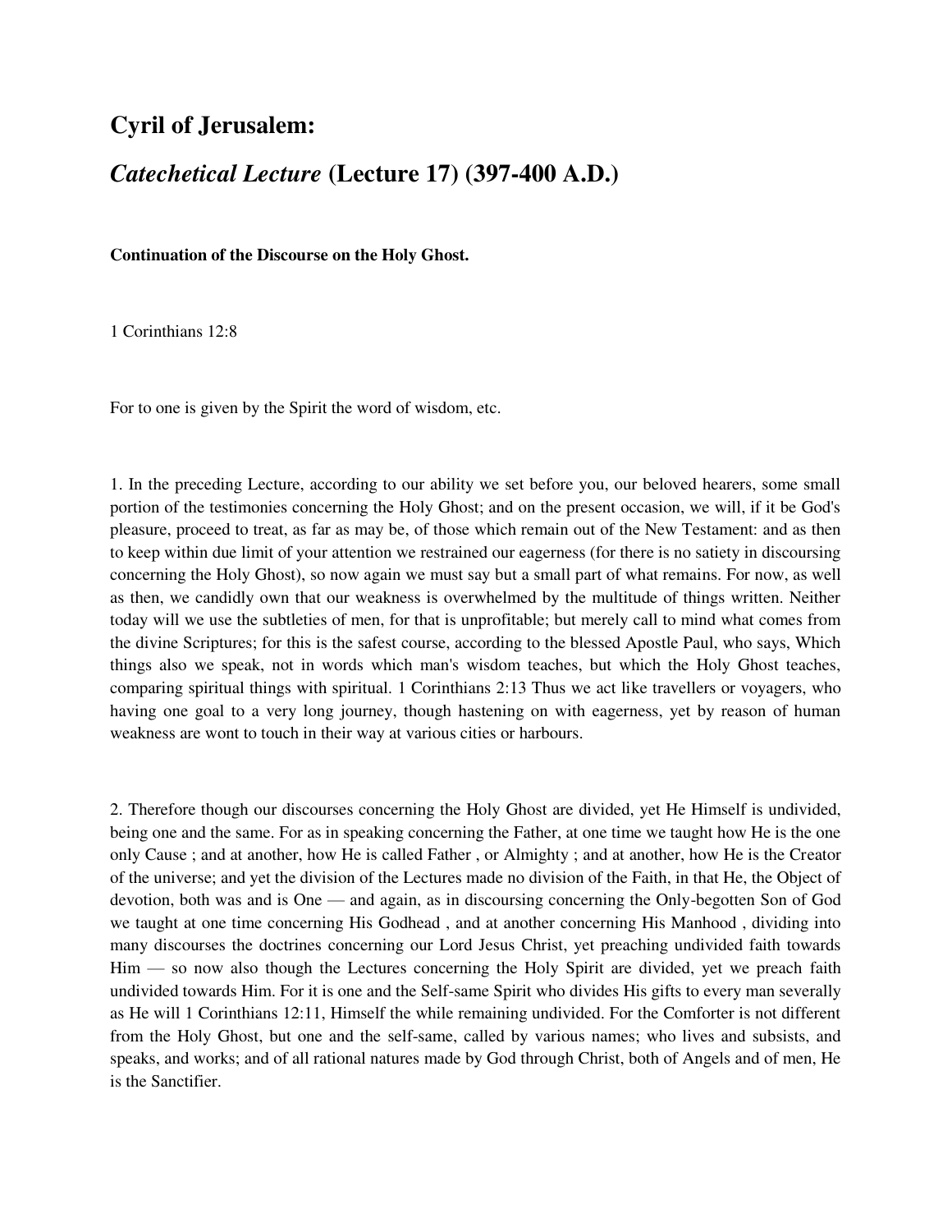# Cyril of Jerusalem:

## *Catechetical Lecture* (Lecture 17) (397-400 A.D.)

**Continuation of the Discourse on the Holy Ghost.**

1 Corinthians 12:8

For to one is given by the Spirit the word of wisdom, etc.

1. In the preceding Lecture, according to our ability we set before you, our beloved hearers, some small portion of the testimonies concerning the Holy Ghost; and on the present occasion, we will, if it be God's pleasure, proceed to treat, as far as may be, of those which remain out of the New Testament: and as then to keep within due limit of your attention we restrained our eagerness (for there is no satiety in discoursing concerning the Holy Ghost), so now again we must say but a small part of what remains. For now, as well as then, we candidly own that our weakness is overwhelmed by the multitude of things written. Neither today will we use the subtleties of men, for that is unprofitable; but merely call to mind what comes from the divine Scriptures; for this is the safest course, according to the blessed Apostle Paul, who says, Which things also we speak, not in words which man's wisdom teaches, but which the Holy Ghost teaches, comparing spiritual things with spiritual. 1 Corinthians 2:13 Thus we act like travellers or voyagers, who having one goal to a very long journey, though hastening on with eagerness, yet by reason of human weakness are wont to touch in their way at various cities or harbours.

2. Therefore though our discourses concerning the Holy Ghost are divided, yet He Himself is undivided, being one and the same. For as in speaking concerning the Father, at one time we taught how He is the one only Cause ; and at another, how He is called Father , or Almighty ; and at another, how He is the Creator of the universe; and yet the division of the Lectures made no division of the Faith, in that He, the Object of devotion, both was and is One — and again, as in discoursing concerning the Only-begotten Son of God we taught at one time concerning His Godhead , and at another concerning His Manhood , dividing into many discourses the doctrines concerning our Lord Jesus Christ, yet preaching undivided faith towards Him — so now also though the Lectures concerning the Holy Spirit are divided, yet we preach faith undivided towards Him. For it is one and the Self-same Spirit who divides His gifts to every man severally as He will 1 Corinthians 12:11, Himself the while remaining undivided. For the Comforter is not different from the Holy Ghost, but one and the self-same, called by various names; who lives and subsists, and speaks, and works; and of all rational natures made by God through Christ, both of Angels and of men, He is the Sanctifier.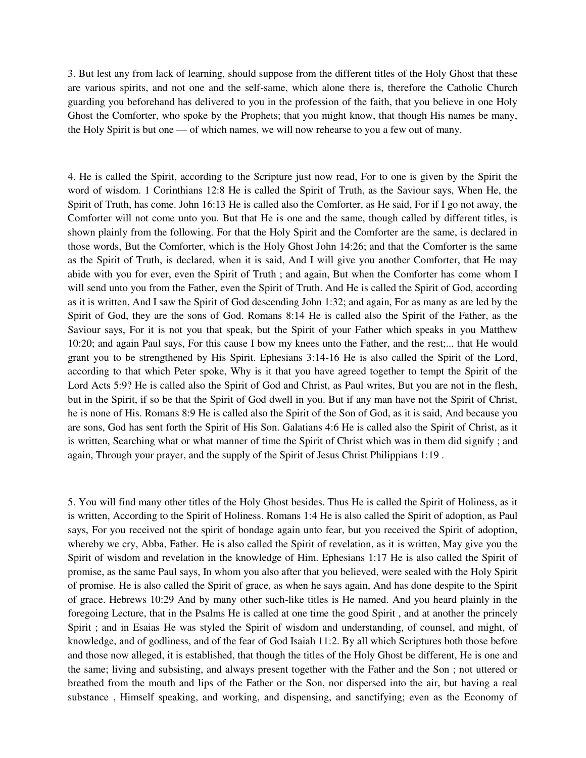3. But lest any from lack of learning, should suppose from the different titles of the Holy Ghost that these are various spirits, and not one and the self-same, which alone there is, therefore the Catholic Church guarding you beforehand has delivered to you in the profession of the faith, that you believe in one Holy Ghost the Comforter, who spoke by the Prophets; that you might know, that though His names be many, the Holy Spirit is but one — of which names, we will now rehearse to you a few out of many.

4. He is called the Spirit, according to the Scripture just now read, For to one is given by the Spirit the word of wisdom. 1 Corinthians 12:8 He is called the Spirit of Truth, as the Saviour says, When He, the Spirit of Truth, has come. John 16:13 He is called also the Comforter, as He said, For if I go not away, the Comforter will not come unto you. But that He is one and the same, though called by different titles, is shown plainly from the following. For that the Holy Spirit and the Comforter are the same, is declared in those words, But the Comforter, which is the Holy Ghost John 14:26; and that the Comforter is the same as the Spirit of Truth, is declared, when it is said, And I will give you another Comforter, that He may abide with you for ever, even the Spirit of Truth ; and again, But when the Comforter has come whom I will send unto you from the Father, even the Spirit of Truth. And He is called the Spirit of God, according as it is written, And I saw the Spirit of God descending John 1:32; and again, For as many as are led by the Spirit of God, they are the sons of God. Romans 8:14 He is called also the Spirit of the Father, as the Saviour says, For it is not you that speak, but the Spirit of your Father which speaks in you Matthew 10:20; and again Paul says, For this cause I bow my knees unto the Father, and the rest;... that He would grant you to be strengthened by His Spirit. Ephesians 3:14-16 He is also called the Spirit of the Lord, according to that which Peter spoke, Why is it that you have agreed together to tempt the Spirit of the Lord Acts 5:9? He is called also the Spirit of God and Christ, as Paul writes, But you are not in the flesh, but in the Spirit, if so be that the Spirit of God dwell in you. But if any man have not the Spirit of Christ, he is none of His. Romans 8:9 He is called also the Spirit of the Son of God, as it is said, And because you are sons, God has sent forth the Spirit of His Son. Galatians 4:6 He is called also the Spirit of Christ, as it is written, Searching what or what manner of time the Spirit of Christ which was in them did signify ; and again, Through your prayer, and the supply of the Spirit of Jesus Christ Philippians 1:19 .

5. You will find many other titles of the Holy Ghost besides. Thus He is called the Spirit of Holiness, as it is written, According to the Spirit of Holiness. Romans 1:4 He is also called the Spirit of adoption, as Paul says, For you received not the spirit of bondage again unto fear, but you received the Spirit of adoption, whereby we cry, Abba, Father. He is also called the Spirit of revelation, as it is written, May give you the Spirit of wisdom and revelation in the knowledge of Him. Ephesians 1:17 He is also called the Spirit of promise, as the same Paul says, In whom you also after that you believed, were sealed with the Holy Spirit of promise. He is also called the Spirit of grace, as when he says again, And has done despite to the Spirit of grace. Hebrews 10:29 And by many other such-like titles is He named. And you heard plainly in the foregoing Lecture, that in the Psalms He is called at one time the good Spirit , and at another the princely Spirit ; and in Esaias He was styled the Spirit of wisdom and understanding, of counsel, and might, of knowledge, and of godliness, and of the fear of God Isaiah 11:2. By all which Scriptures both those before and those now alleged, it is established, that though the titles of the Holy Ghost be different, He is one and the same; living and subsisting, and always present together with the Father and the Son ; not uttered or breathed from the mouth and lips of the Father or the Son, nor dispersed into the air, but having a real substance , Himself speaking, and working, and dispensing, and sanctifying; even as the Economy of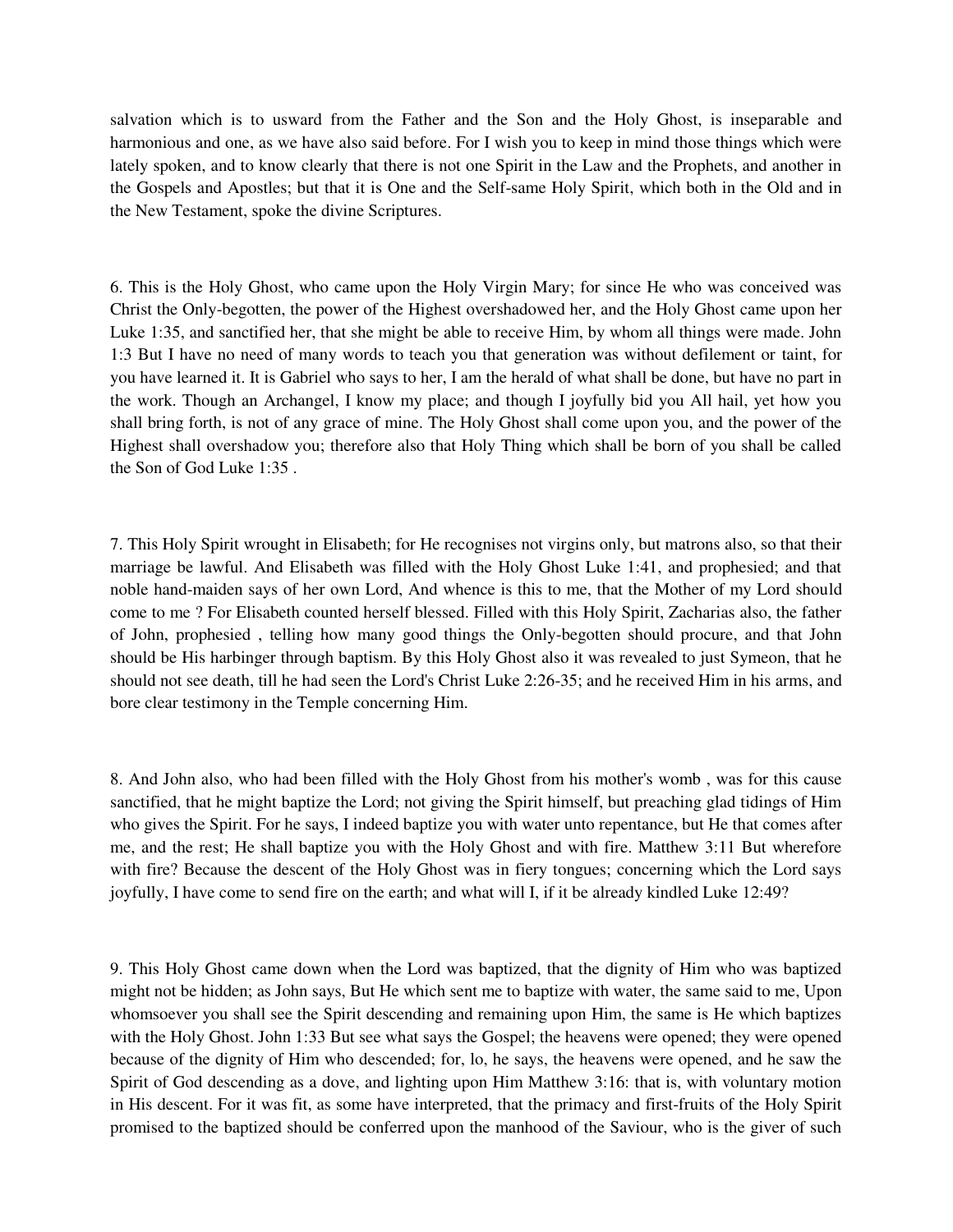salvation which is to usward from the Father and the Son and the Holy Ghost, is inseparable and harmonious and one, as we have also said before. For I wish you to keep in mind those things which were lately spoken, and to know clearly that there is not one Spirit in the Law and the Prophets, and another in the Gospels and Apostles; but that it is One and the Self-same Holy Spirit, which both in the Old and in the New Testament, spoke the divine Scriptures.

6. This is the Holy Ghost, who came upon the Holy Virgin Mary; for since He who was conceived was Christ the Only-begotten, the power of the Highest overshadowed her, and the Holy Ghost came upon her Luke 1:35, and sanctified her, that she might be able to receive Him, by whom all things were made. John 1:3 But I have no need of many words to teach you that generation was without defilement or taint, for you have learned it. It is Gabriel who says to her, I am the herald of what shall be done, but have no part in the work. Though an Archangel, I know my place; and though I joyfully bid you All hail, yet how you shall bring forth, is not of any grace of mine. The Holy Ghost shall come upon you, and the power of the Highest shall overshadow you; therefore also that Holy Thing which shall be born of you shall be called the Son of God Luke 1:35 .

7. This Holy Spirit wrought in Elisabeth; for He recognises not virgins only, but matrons also, so that their marriage be lawful. And Elisabeth was filled with the Holy Ghost Luke 1:41, and prophesied; and that noble hand-maiden says of her own Lord, And whence is this to me, that the Mother of my Lord should come to me ? For Elisabeth counted herself blessed. Filled with this Holy Spirit, Zacharias also, the father of John, prophesied , telling how many good things the Only-begotten should procure, and that John should be His harbinger through baptism. By this Holy Ghost also it was revealed to just Symeon, that he should not see death, till he had seen the Lord's Christ Luke 2:26-35; and he received Him in his arms, and bore clear testimony in the Temple concerning Him.

8. And John also, who had been filled with the Holy Ghost from his mother's womb , was for this cause sanctified, that he might baptize the Lord; not giving the Spirit himself, but preaching glad tidings of Him who gives the Spirit. For he says, I indeed baptize you with water unto repentance, but He that comes after me, and the rest; He shall baptize you with the Holy Ghost and with fire. Matthew 3:11 But wherefore with fire? Because the descent of the Holy Ghost was in fiery tongues; concerning which the Lord says joyfully, I have come to send fire on the earth; and what will I, if it be already kindled Luke 12:49?

9. This Holy Ghost came down when the Lord was baptized, that the dignity of Him who was baptized might not be hidden; as John says, But He which sent me to baptize with water, the same said to me, Upon whomsoever you shall see the Spirit descending and remaining upon Him, the same is He which baptizes with the Holy Ghost. John 1:33 But see what says the Gospel; the heavens were opened; they were opened because of the dignity of Him who descended; for, lo, he says, the heavens were opened, and he saw the Spirit of God descending as a dove, and lighting upon Him Matthew 3:16: that is, with voluntary motion in His descent. For it was fit, as some have interpreted, that the primacy and first-fruits of the Holy Spirit promised to the baptized should be conferred upon the manhood of the Saviour, who is the giver of such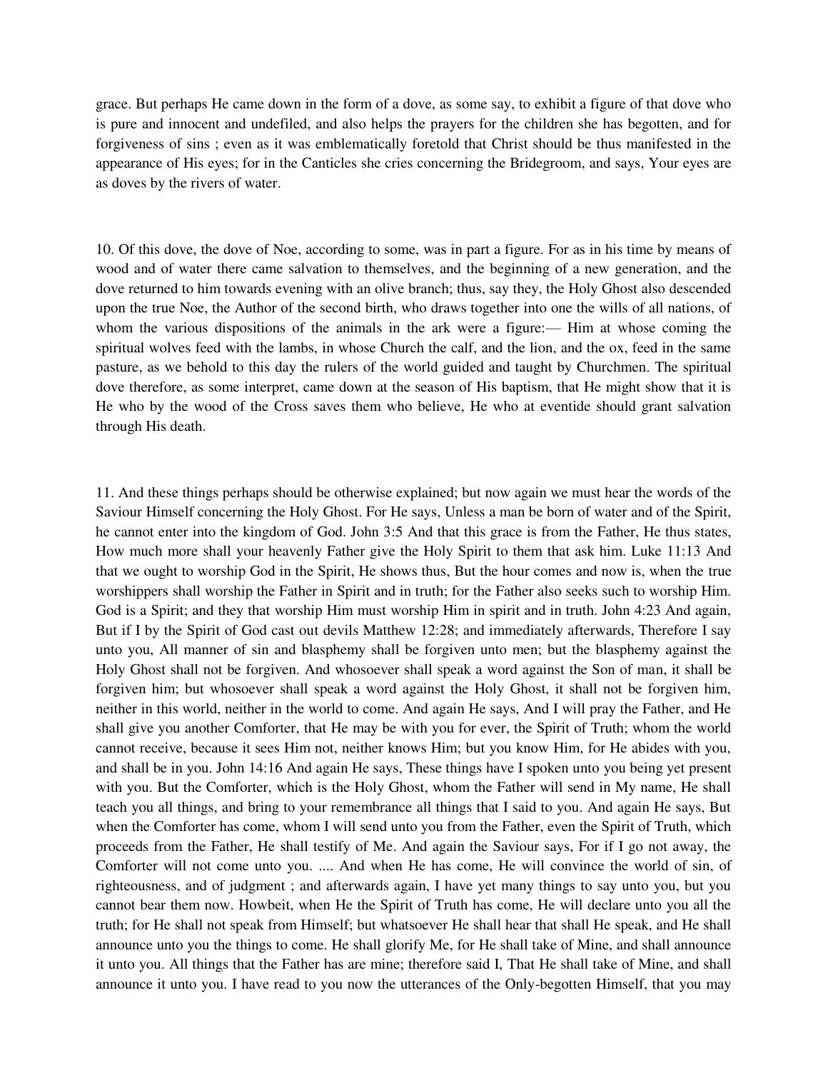grace. But perhaps He came down in the form of a dove, as some say, to exhibit a figure of that dove who is pure and innocent and undefiled, and also helps the prayers for the children she has begotten, and for forgiveness of sins ; even as it was emblematically foretold that Christ should be thus manifested in the appearance of His eyes; for in the Canticles she cries concerning the Bridegroom, and says, Your eyes are as doves by the rivers of water.

10. Of this dove, the dove of Noe, according to some, was in part a figure. For as in his time by means of wood and of water there came salvation to themselves, and the beginning of a new generation, and the dove returned to him towards evening with an olive branch; thus, say they, the Holy Ghost also descended upon the true Noe, the Author of the second birth, who draws together into one the wills of all nations, of whom the various dispositions of the animals in the ark were a figure:— Him at whose coming the spiritual wolves feed with the lambs, in whose Church the calf, and the lion, and the ox, feed in the same pasture, as we behold to this day the rulers of the world guided and taught by Churchmen. The spiritual dove therefore, as some interpret, came down at the season of His baptism, that He might show that it is He who by the wood of the Cross saves them who believe, He who at eventide should grant salvation through His death.

11. And these things perhaps should be otherwise explained; but now again we must hear the words of the Saviour Himself concerning the Holy Ghost. For He says, Unless a man be born of water and of the Spirit, he cannot enter into the kingdom of God. John 3:5 And that this grace is from the Father, He thus states, How much more shall your heavenly Father give the Holy Spirit to them that ask him. Luke 11:13 And that we ought to worship God in the Spirit, He shows thus, But the hour comes and now is, when the true worshippers shall worship the Father in Spirit and in truth; for the Father also seeks such to worship Him. God is a Spirit; and they that worship Him must worship Him in spirit and in truth. John 4:23 And again, But if I by the Spirit of God cast out devils Matthew 12:28; and immediately afterwards, Therefore I say unto you, All manner of sin and blasphemy shall be forgiven unto men; but the blasphemy against the Holy Ghost shall not be forgiven. And whosoever shall speak a word against the Son of man, it shall be forgiven him; but whosoever shall speak a word against the Holy Ghost, it shall not be forgiven him, neither in this world, neither in the world to come. And again He says, And I will pray the Father, and He shall give you another Comforter, that He may be with you for ever, the Spirit of Truth; whom the world cannot receive, because it sees Him not, neither knows Him; but you know Him, for He abides with you, and shall be in you. John 14:16 And again He says, These things have I spoken unto you being yet present with you. But the Comforter, which is the Holy Ghost, whom the Father will send in My name, He shall teach you all things, and bring to your remembrance all things that I said to you. And again He says, But when the Comforter has come, whom I will send unto you from the Father, even the Spirit of Truth, which proceeds from the Father, He shall testify of Me. And again the Saviour says, For if I go not away, the Comforter will not come unto you. .... And when He has come, He will convince the world of sin, of righteousness, and of judgment ; and afterwards again, I have yet many things to say unto you, but you cannot bear them now. Howbeit, when He the Spirit of Truth has come, He will declare unto you all the truth; for He shall not speak from Himself; but whatsoever He shall hear that shall He speak, and He shall announce unto you the things to come. He shall glorify Me, for He shall take of Mine, and shall announce it unto you. All things that the Father has are mine; therefore said I, That He shall take of Mine, and shall announce it unto you. I have read to you now the utterances of the Only-begotten Himself, that you may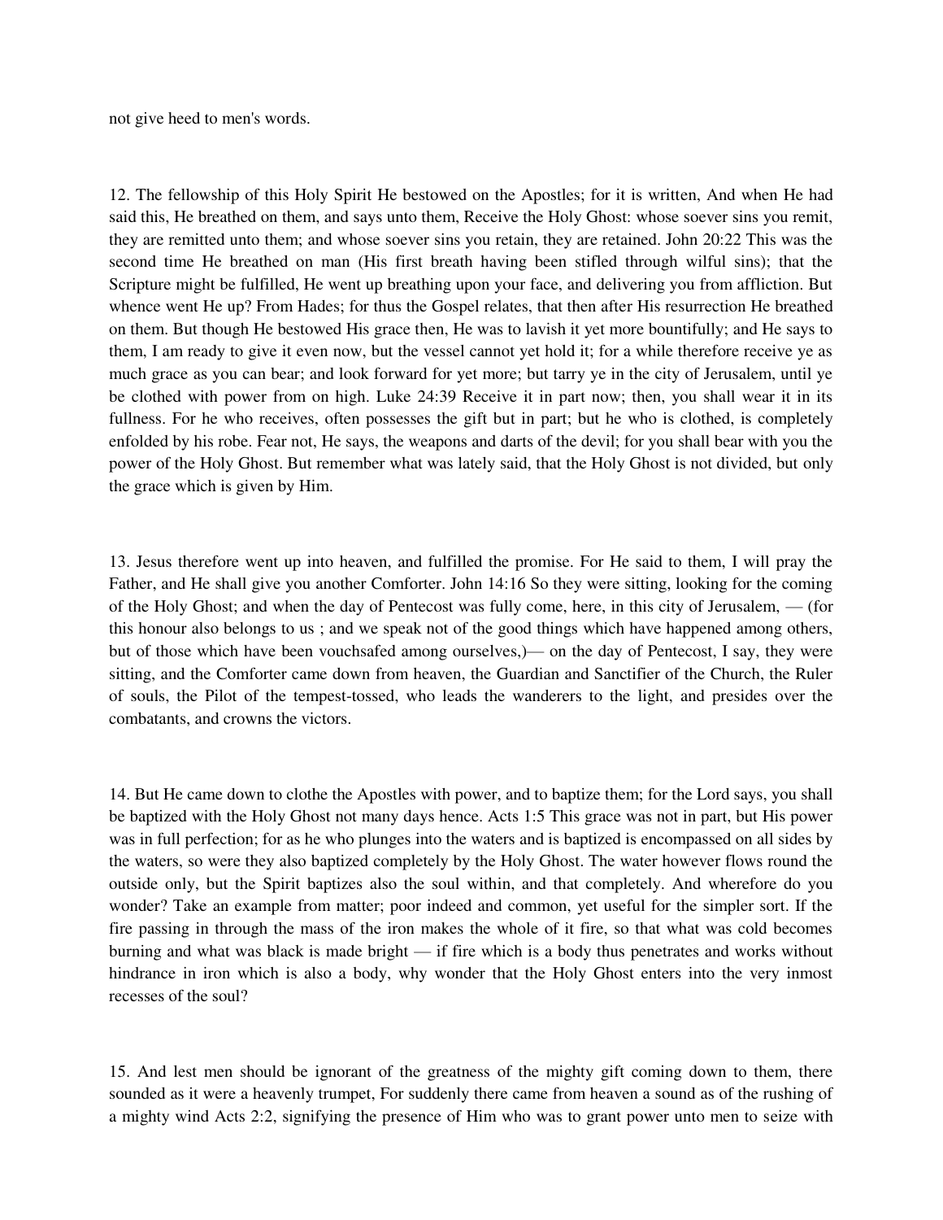not give heed to men's words.

12. The fellowship of this Holy Spirit He bestowed on the Apostles; for it is written, And when He had said this, He breathed on them, and says unto them, Receive the Holy Ghost: whose soever sins you remit, they are remitted unto them; and whose soever sins you retain, they are retained. John 20:22 This was the second time He breathed on man (His first breath having been stifled through wilful sins); that the Scripture might be fulfilled, He went up breathing upon your face, and delivering you from affliction. But whence went He up? From Hades; for thus the Gospel relates, that then after His resurrection He breathed on them. But though He bestowed His grace then, He was to lavish it yet more bountifully; and He says to them, I am ready to give it even now, but the vessel cannot yet hold it; for a while therefore receive ye as much grace as you can bear; and look forward for yet more; but tarry ye in the city of Jerusalem, until ye be clothed with power from on high. Luke 24:39 Receive it in part now; then, you shall wear it in its fullness. For he who receives, often possesses the gift but in part; but he who is clothed, is completely enfolded by his robe. Fear not, He says, the weapons and darts of the devil; for you shall bear with you the power of the Holy Ghost. But remember what was lately said, that the Holy Ghost is not divided, but only the grace which is given by Him.

13. Jesus therefore went up into heaven, and fulfilled the promise. For He said to them, I will pray the Father, and He shall give you another Comforter. John 14:16 So they were sitting, looking for the coming of the Holy Ghost; and when the day of Pentecost was fully come, here, in this city of Jerusalem, — (for this honour also belongs to us ; and we speak not of the good things which have happened among others, but of those which have been vouchsafed among ourselves,)— on the day of Pentecost, I say, they were sitting, and the Comforter came down from heaven, the Guardian and Sanctifier of the Church, the Ruler of souls, the Pilot of the tempest-tossed, who leads the wanderers to the light, and presides over the combatants, and crowns the victors.

14. But He came down to clothe the Apostles with power, and to baptize them; for the Lord says, you shall be baptized with the Holy Ghost not many days hence. Acts 1:5 This grace was not in part, but His power was in full perfection; for as he who plunges into the waters and is baptized is encompassed on all sides by the waters, so were they also baptized completely by the Holy Ghost. The water however flows round the outside only, but the Spirit baptizes also the soul within, and that completely. And wherefore do you wonder? Take an example from matter; poor indeed and common, yet useful for the simpler sort. If the fire passing in through the mass of the iron makes the whole of it fire, so that what was cold becomes burning and what was black is made bright — if fire which is a body thus penetrates and works without hindrance in iron which is also a body, why wonder that the Holy Ghost enters into the very inmost recesses of the soul?

15. And lest men should be ignorant of the greatness of the mighty gift coming down to them, there sounded as it were a heavenly trumpet, For suddenly there came from heaven a sound as of the rushing of a mighty wind Acts 2:2, signifying the presence of Him who was to grant power unto men to seize with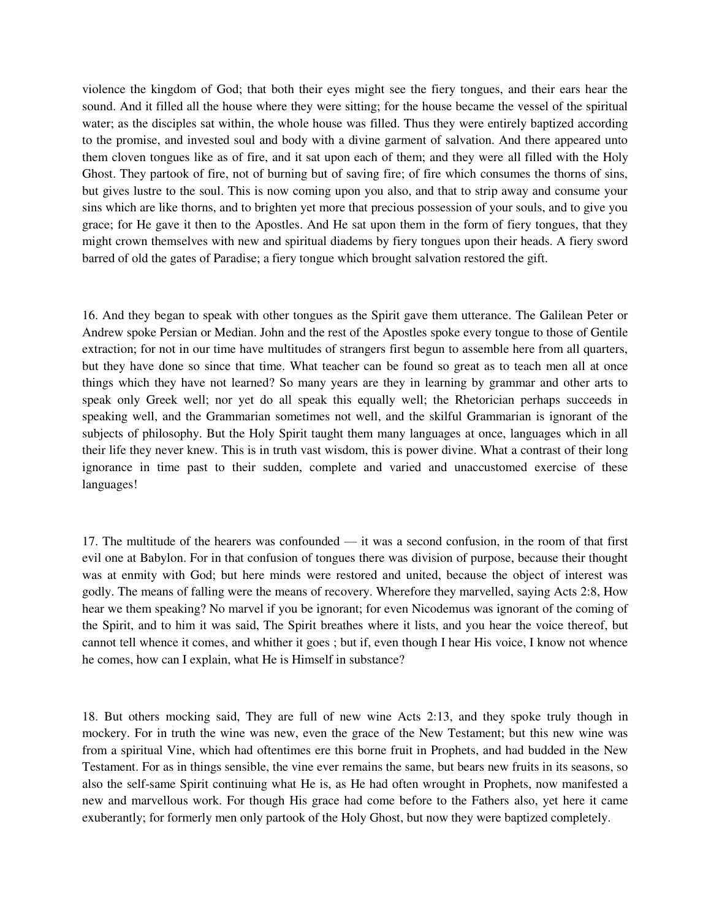violence the kingdom of God; that both their eyes might see the fiery tongues, and their ears hear the sound. And it filled all the house where they were sitting; for the house became the vessel of the spiritual water; as the disciples sat within, the whole house was filled. Thus they were entirely baptized according to the promise, and invested soul and body with a divine garment of salvation. And there appeared unto them cloven tongues like as of fire, and it sat upon each of them; and they were all filled with the Holy Ghost. They partook of fire, not of burning but of saving fire; of fire which consumes the thorns of sins, but gives lustre to the soul. This is now coming upon you also, and that to strip away and consume your sins which are like thorns, and to brighten yet more that precious possession of your souls, and to give you grace; for He gave it then to the Apostles. And He sat upon them in the form of fiery tongues, that they might crown themselves with new and spiritual diadems by fiery tongues upon their heads. A fiery sword barred of old the gates of Paradise; a fiery tongue which brought salvation restored the gift.

16. And they began to speak with other tongues as the Spirit gave them utterance. The Galilean Peter or Andrew spoke Persian or Median. John and the rest of the Apostles spoke every tongue to those of Gentile extraction; for not in our time have multitudes of strangers first begun to assemble here from all quarters, but they have done so since that time. What teacher can be found so great as to teach men all at once things which they have not learned? So many years are they in learning by grammar and other arts to speak only Greek well; nor yet do all speak this equally well; the Rhetorician perhaps succeeds in speaking well, and the Grammarian sometimes not well, and the skilful Grammarian is ignorant of the subjects of philosophy. But the Holy Spirit taught them many languages at once, languages which in all their life they never knew. This is in truth vast wisdom, this is power divine. What a contrast of their long ignorance in time past to their sudden, complete and varied and unaccustomed exercise of these languages!

17. The multitude of the hearers was confounded — it was a second confusion, in the room of that first evil one at Babylon. For in that confusion of tongues there was division of purpose, because their thought was at enmity with God; but here minds were restored and united, because the object of interest was godly. The means of falling were the means of recovery. Wherefore they marvelled, saying Acts 2:8, How hear we them speaking? No marvel if you be ignorant; for even Nicodemus was ignorant of the coming of the Spirit, and to him it was said, The Spirit breathes where it lists, and you hear the voice thereof, but cannot tell whence it comes, and whither it goes ; but if, even though I hear His voice, I know not whence he comes, how can I explain, what He is Himself in substance?

18. But others mocking said, They are full of new wine Acts 2:13, and they spoke truly though in mockery. For in truth the wine was new, even the grace of the New Testament; but this new wine was from a spiritual Vine, which had oftentimes ere this borne fruit in Prophets, and had budded in the New Testament. For as in things sensible, the vine ever remains the same, but bears new fruits in its seasons, so also the self-same Spirit continuing what He is, as He had often wrought in Prophets, now manifested a new and marvellous work. For though His grace had come before to the Fathers also, yet here it came exuberantly; for formerly men only partook of the Holy Ghost, but now they were baptized completely.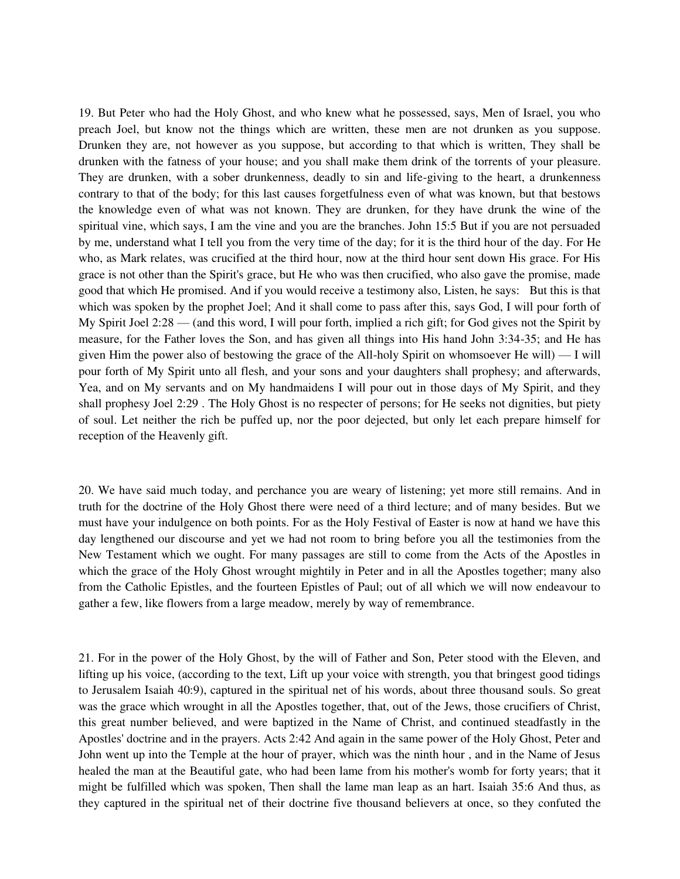19. But Peter who had the Holy Ghost, and who knew what he possessed, says, Men of Israel, you who preach Joel, but know not the things which are written, these men are not drunken as you suppose. Drunken they are, not however as you suppose, but according to that which is written, They shall be drunken with the fatness of your house; and you shall make them drink of the torrents of your pleasure. They are drunken, with a sober drunkenness, deadly to sin and life-giving to the heart, a drunkenness contrary to that of the body; for this last causes forgetfulness even of what was known, but that bestows the knowledge even of what was not known. They are drunken, for they have drunk the wine of the spiritual vine, which says, I am the vine and you are the branches. John 15:5 But if you are not persuaded by me, understand what I tell you from the very time of the day; for it is the third hour of the day. For He who, as Mark relates, was crucified at the third hour, now at the third hour sent down His grace. For His grace is not other than the Spirit's grace, but He who was then crucified, who also gave the promise, made good that which He promised. And if you would receive a testimony also, Listen, he says: But this is that which was spoken by the prophet Joel; And it shall come to pass after this, says God, I will pour forth of My Spirit Joel 2:28 — (and this word, I will pour forth, implied a rich gift; for God gives not the Spirit by measure, for the Father loves the Son, and has given all things into His hand John 3:34-35; and He has given Him the power also of bestowing the grace of the All-holy Spirit on whomsoever He will) — I will pour forth of My Spirit unto all flesh, and your sons and your daughters shall prophesy; and afterwards, Yea, and on My servants and on My handmaidens I will pour out in those days of My Spirit, and they shall prophesy Joel 2:29 . The Holy Ghost is no respecter of persons; for He seeks not dignities, but piety of soul. Let neither the rich be puffed up, nor the poor dejected, but only let each prepare himself for reception of the Heavenly gift.

20. We have said much today, and perchance you are weary of listening; yet more still remains. And in truth for the doctrine of the Holy Ghost there were need of a third lecture; and of many besides. But we must have your indulgence on both points. For as the Holy Festival of Easter is now at hand we have this day lengthened our discourse and yet we had not room to bring before you all the testimonies from the New Testament which we ought. For many passages are still to come from the Acts of the Apostles in which the grace of the Holy Ghost wrought mightily in Peter and in all the Apostles together; many also from the Catholic Epistles, and the fourteen Epistles of Paul; out of all which we will now endeavour to gather a few, like flowers from a large meadow, merely by way of remembrance.

21. For in the power of the Holy Ghost, by the will of Father and Son, Peter stood with the Eleven, and lifting up his voice, (according to the text, Lift up your voice with strength, you that bringest good tidings to Jerusalem Isaiah 40:9), captured in the spiritual net of his words, about three thousand souls. So great was the grace which wrought in all the Apostles together, that, out of the Jews, those crucifiers of Christ, this great number believed, and were baptized in the Name of Christ, and continued steadfastly in the Apostles' doctrine and in the prayers. Acts 2:42 And again in the same power of the Holy Ghost, Peter and John went up into the Temple at the hour of prayer, which was the ninth hour , and in the Name of Jesus healed the man at the Beautiful gate, who had been lame from his mother's womb for forty years; that it might be fulfilled which was spoken, Then shall the lame man leap as an hart. Isaiah 35:6 And thus, as they captured in the spiritual net of their doctrine five thousand believers at once, so they confuted the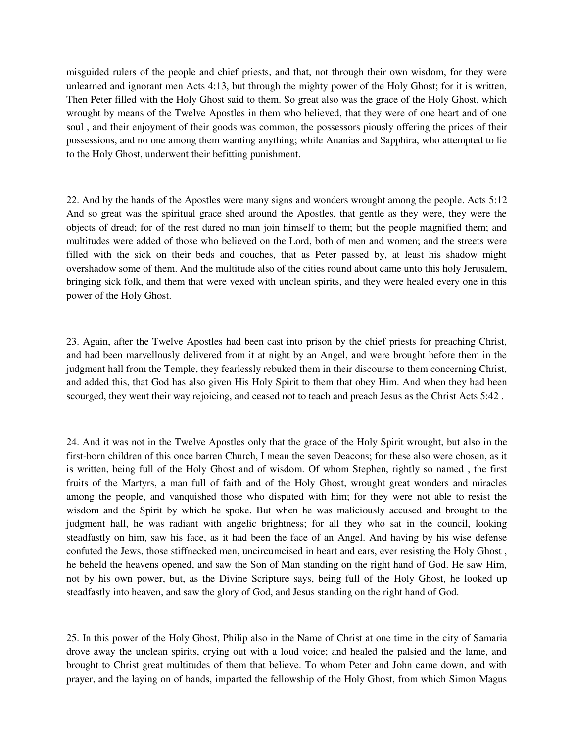misguided rulers of the people and chief priests, and that, not through their own wisdom, for they were unlearned and ignorant men Acts 4:13, but through the mighty power of the Holy Ghost; for it is written, Then Peter filled with the Holy Ghost said to them. So great also was the grace of the Holy Ghost, which wrought by means of the Twelve Apostles in them who believed, that they were of one heart and of one soul , and their enjoyment of their goods was common, the possessors piously offering the prices of their possessions, and no one among them wanting anything; while Ananias and Sapphira, who attempted to lie to the Holy Ghost, underwent their befitting punishment.

22. And by the hands of the Apostles were many signs and wonders wrought among the people. Acts 5:12 And so great was the spiritual grace shed around the Apostles, that gentle as they were, they were the objects of dread; for of the rest dared no man join himself to them; but the people magnified them; and multitudes were added of those who believed on the Lord, both of men and women; and the streets were filled with the sick on their beds and couches, that as Peter passed by, at least his shadow might overshadow some of them. And the multitude also of the cities round about came unto this holy Jerusalem, bringing sick folk, and them that were vexed with unclean spirits, and they were healed every one in this power of the Holy Ghost.

23. Again, after the Twelve Apostles had been cast into prison by the chief priests for preaching Christ, and had been marvellously delivered from it at night by an Angel, and were brought before them in the judgment hall from the Temple, they fearlessly rebuked them in their discourse to them concerning Christ, and added this, that God has also given His Holy Spirit to them that obey Him. And when they had been scourged, they went their way rejoicing, and ceased not to teach and preach Jesus as the Christ Acts 5:42 .

24. And it was not in the Twelve Apostles only that the grace of the Holy Spirit wrought, but also in the first-born children of this once barren Church, I mean the seven Deacons; for these also were chosen, as it is written, being full of the Holy Ghost and of wisdom. Of whom Stephen, rightly so named , the first fruits of the Martyrs, a man full of faith and of the Holy Ghost, wrought great wonders and miracles among the people, and vanquished those who disputed with him; for they were not able to resist the wisdom and the Spirit by which he spoke. But when he was maliciously accused and brought to the judgment hall, he was radiant with angelic brightness; for all they who sat in the council, looking steadfastly on him, saw his face, as it had been the face of an Angel. And having by his wise defense confuted the Jews, those stiffnecked men, uncircumcised in heart and ears, ever resisting the Holy Ghost , he beheld the heavens opened, and saw the Son of Man standing on the right hand of God. He saw Him, not by his own power, but, as the Divine Scripture says, being full of the Holy Ghost, he looked up steadfastly into heaven, and saw the glory of God, and Jesus standing on the right hand of God.

25. In this power of the Holy Ghost, Philip also in the Name of Christ at one time in the city of Samaria drove away the unclean spirits, crying out with a loud voice; and healed the palsied and the lame, and brought to Christ great multitudes of them that believe. To whom Peter and John came down, and with prayer, and the laying on of hands, imparted the fellowship of the Holy Ghost, from which Simon Magus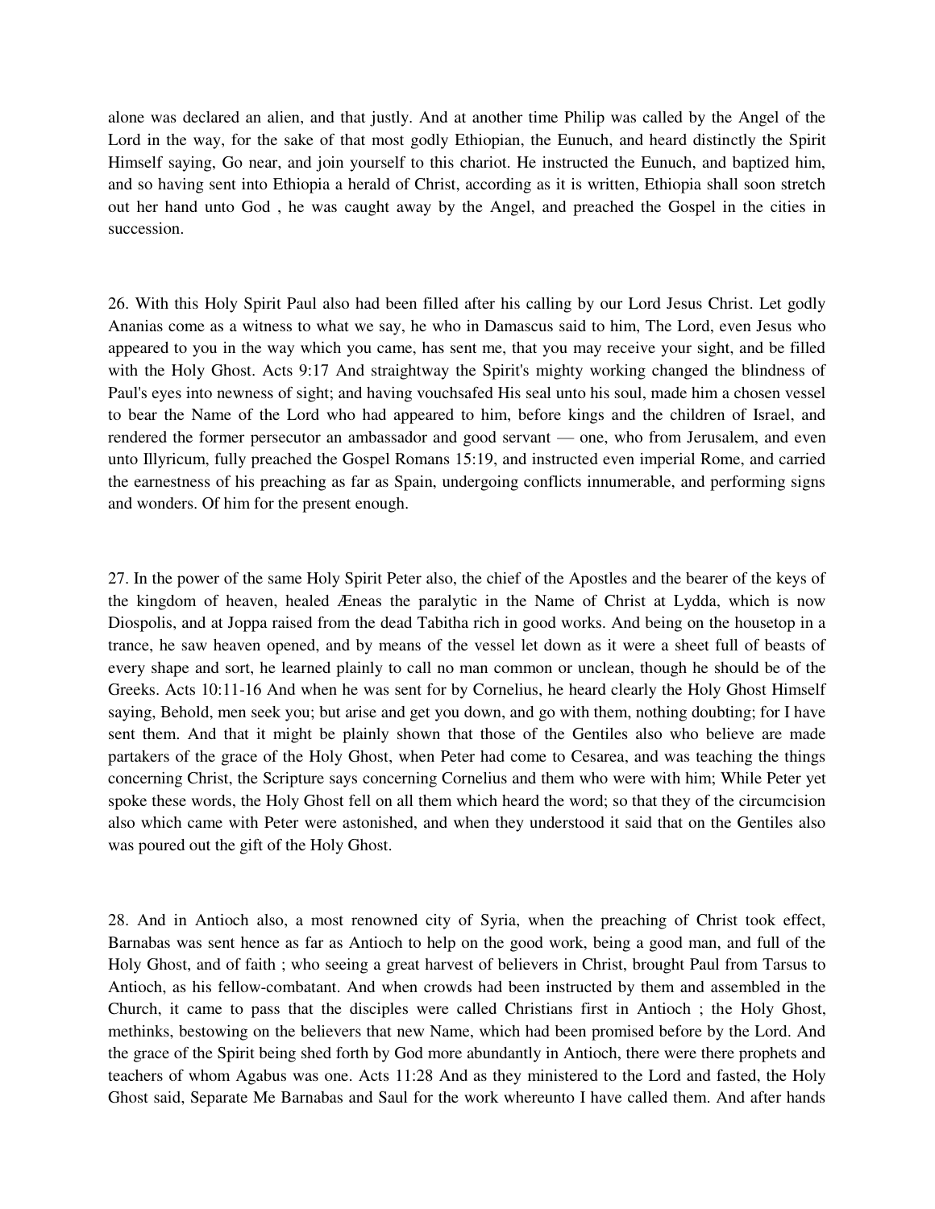alone was declared an alien, and that justly. And at another time Philip was called by the Angel of the Lord in the way, for the sake of that most godly Ethiopian, the Eunuch, and heard distinctly the Spirit Himself saying, Go near, and join yourself to this chariot. He instructed the Eunuch, and baptized him, and so having sent into Ethiopia a herald of Christ, according as it is written, Ethiopia shall soon stretch out her hand unto God , he was caught away by the Angel, and preached the Gospel in the cities in succession.

26. With this Holy Spirit Paul also had been filled after his calling by our Lord Jesus Christ. Let godly Ananias come as a witness to what we say, he who in Damascus said to him, The Lord, even Jesus who appeared to you in the way which you came, has sent me, that you may receive your sight, and be filled with the Holy Ghost. Acts 9:17 And straightway the Spirit's mighty working changed the blindness of Paul's eyes into newness of sight; and having vouchsafed His seal unto his soul, made him a chosen vessel to bear the Name of the Lord who had appeared to him, before kings and the children of Israel, and rendered the former persecutor an ambassador and good servant — one, who from Jerusalem, and even unto Illyricum, fully preached the Gospel Romans 15:19, and instructed even imperial Rome, and carried the earnestness of his preaching as far as Spain, undergoing conflicts innumerable, and performing signs and wonders. Of him for the present enough.

27. In the power of the same Holy Spirit Peter also, the chief of the Apostles and the bearer of the keys of the kingdom of heaven, healed Æneas the paralytic in the Name of Christ at Lydda, which is now Diospolis, and at Joppa raised from the dead Tabitha rich in good works. And being on the housetop in a trance, he saw heaven opened, and by means of the vessel let down as it were a sheet full of beasts of every shape and sort, he learned plainly to call no man common or unclean, though he should be of the Greeks. Acts 10:11-16 And when he was sent for by Cornelius, he heard clearly the Holy Ghost Himself saying, Behold, men seek you; but arise and get you down, and go with them, nothing doubting; for I have sent them. And that it might be plainly shown that those of the Gentiles also who believe are made partakers of the grace of the Holy Ghost, when Peter had come to Cesarea, and was teaching the things concerning Christ, the Scripture says concerning Cornelius and them who were with him; While Peter yet spoke these words, the Holy Ghost fell on all them which heard the word; so that they of the circumcision also which came with Peter were astonished, and when they understood it said that on the Gentiles also was poured out the gift of the Holy Ghost.

28. And in Antioch also, a most renowned city of Syria, when the preaching of Christ took effect, Barnabas was sent hence as far as Antioch to help on the good work, being a good man, and full of the Holy Ghost, and of faith ; who seeing a great harvest of believers in Christ, brought Paul from Tarsus to Antioch, as his fellow-combatant. And when crowds had been instructed by them and assembled in the Church, it came to pass that the disciples were called Christians first in Antioch ; the Holy Ghost, methinks, bestowing on the believers that new Name, which had been promised before by the Lord. And the grace of the Spirit being shed forth by God more abundantly in Antioch, there were there prophets and teachers of whom Agabus was one. Acts 11:28 And as they ministered to the Lord and fasted, the Holy Ghost said, Separate Me Barnabas and Saul for the work whereunto I have called them. And after hands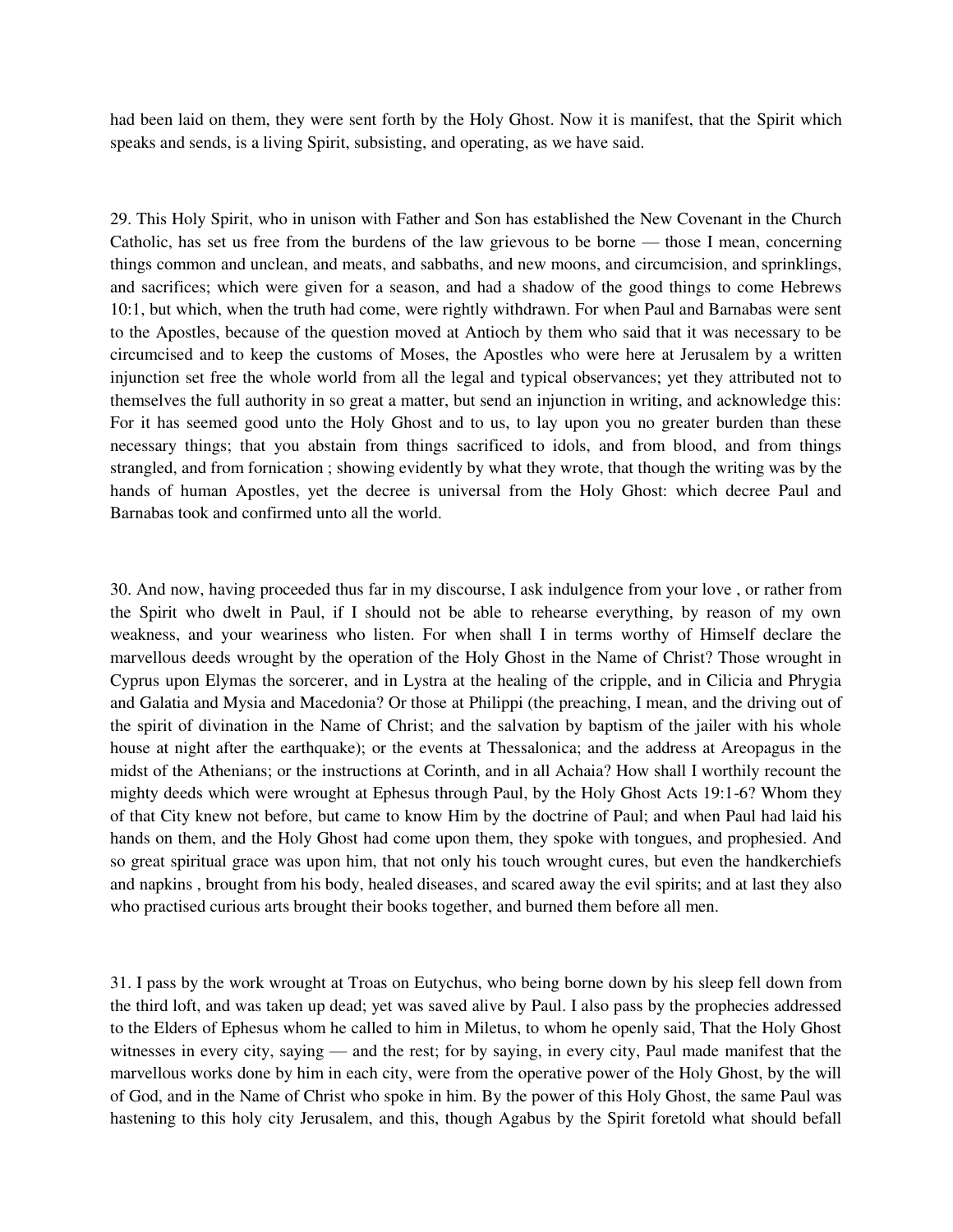had been laid on them, they were sent forth by the Holy Ghost. Now it is manifest, that the Spirit which speaks and sends, is a living Spirit, subsisting, and operating, as we have said.

29. This Holy Spirit, who in unison with Father and Son has established the New Covenant in the Church Catholic, has set us free from the burdens of the law grievous to be borne — those I mean, concerning things common and unclean, and meats, and sabbaths, and new moons, and circumcision, and sprinklings, and sacrifices; which were given for a season, and had a shadow of the good things to come Hebrews 10:1, but which, when the truth had come, were rightly withdrawn. For when Paul and Barnabas were sent to the Apostles, because of the question moved at Antioch by them who said that it was necessary to be circumcised and to keep the customs of Moses, the Apostles who were here at Jerusalem by a written injunction set free the whole world from all the legal and typical observances; yet they attributed not to themselves the full authority in so great a matter, but send an injunction in writing, and acknowledge this: For it has seemed good unto the Holy Ghost and to us, to lay upon you no greater burden than these necessary things; that you abstain from things sacrificed to idols, and from blood, and from things strangled, and from fornication ; showing evidently by what they wrote, that though the writing was by the hands of human Apostles, yet the decree is universal from the Holy Ghost: which decree Paul and Barnabas took and confirmed unto all the world.

30. And now, having proceeded thus far in my discourse, I ask indulgence from your love , or rather from the Spirit who dwelt in Paul, if I should not be able to rehearse everything, by reason of my own weakness, and your weariness who listen. For when shall I in terms worthy of Himself declare the marvellous deeds wrought by the operation of the Holy Ghost in the Name of Christ? Those wrought in Cyprus upon Elymas the sorcerer, and in Lystra at the healing of the cripple, and in Cilicia and Phrygia and Galatia and Mysia and Macedonia? Or those at Philippi (the preaching, I mean, and the driving out of the spirit of divination in the Name of Christ; and the salvation by baptism of the jailer with his whole house at night after the earthquake); or the events at Thessalonica; and the address at Areopagus in the midst of the Athenians; or the instructions at Corinth, and in all Achaia? How shall I worthily recount the mighty deeds which were wrought at Ephesus through Paul, by the Holy Ghost Acts 19:1-6? Whom they of that City knew not before, but came to know Him by the doctrine of Paul; and when Paul had laid his hands on them, and the Holy Ghost had come upon them, they spoke with tongues, and prophesied. And so great spiritual grace was upon him, that not only his touch wrought cures, but even the handkerchiefs and napkins , brought from his body, healed diseases, and scared away the evil spirits; and at last they also who practised curious arts brought their books together, and burned them before all men.

31. I pass by the work wrought at Troas on Eutychus, who being borne down by his sleep fell down from the third loft, and was taken up dead; yet was saved alive by Paul. I also pass by the prophecies addressed to the Elders of Ephesus whom he called to him in Miletus, to whom he openly said, That the Holy Ghost witnesses in every city, saying — and the rest; for by saying, in every city, Paul made manifest that the marvellous works done by him in each city, were from the operative power of the Holy Ghost, by the will of God, and in the Name of Christ who spoke in him. By the power of this Holy Ghost, the same Paul was hastening to this holy city Jerusalem, and this, though Agabus by the Spirit foretold what should befall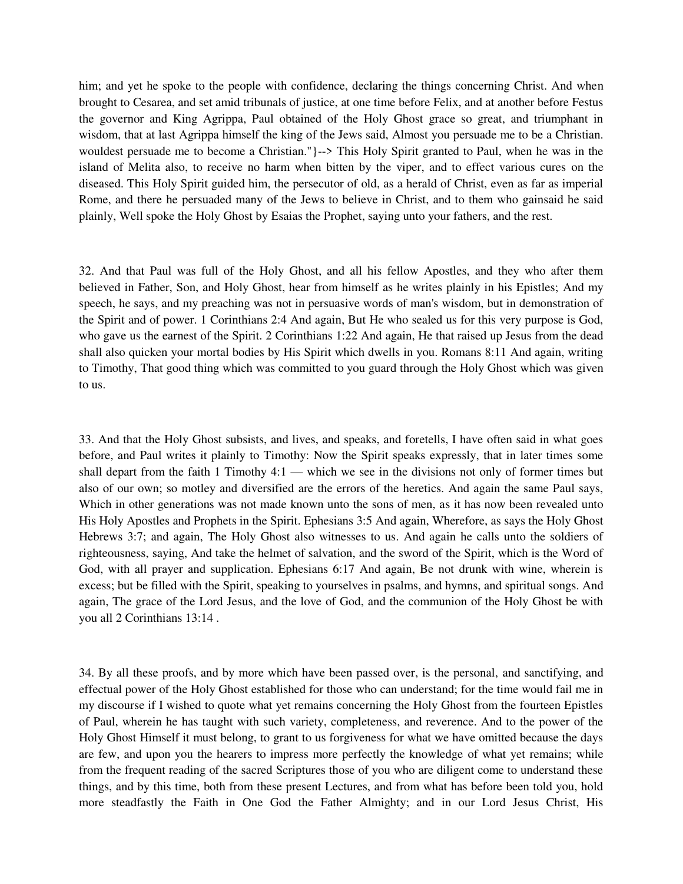him; and yet he spoke to the people with confidence, declaring the things concerning Christ. And when brought to Cesarea, and set amid tribunals of justice, at one time before Felix, and at another before Festus the governor and King Agrippa, Paul obtained of the Holy Ghost grace so great, and triumphant in wisdom, that at last Agrippa himself the king of the Jews said, Almost you persuade me to be a Christian. wouldest persuade me to become a Christian."}--> This Holy Spirit granted to Paul, when he was in the island of Melita also, to receive no harm when bitten by the viper, and to effect various cures on the diseased. This Holy Spirit guided him, the persecutor of old, as a herald of Christ, even as far as imperial Rome, and there he persuaded many of the Jews to believe in Christ, and to them who gainsaid he said plainly, Well spoke the Holy Ghost by Esaias the Prophet, saying unto your fathers, and the rest.

32. And that Paul was full of the Holy Ghost, and all his fellow Apostles, and they who after them believed in Father, Son, and Holy Ghost, hear from himself as he writes plainly in his Epistles; And my speech, he says, and my preaching was not in persuasive words of man's wisdom, but in demonstration of the Spirit and of power. 1 Corinthians 2:4 And again, But He who sealed us for this very purpose is God, who gave us the earnest of the Spirit. 2 Corinthians 1:22 And again, He that raised up Jesus from the dead shall also quicken your mortal bodies by His Spirit which dwells in you. Romans 8:11 And again, writing to Timothy, That good thing which was committed to you guard through the Holy Ghost which was given to us.

33. And that the Holy Ghost subsists, and lives, and speaks, and foretells, I have often said in what goes before, and Paul writes it plainly to Timothy: Now the Spirit speaks expressly, that in later times some shall depart from the faith 1 Timothy 4:1 — which we see in the divisions not only of former times but also of our own; so motley and diversified are the errors of the heretics. And again the same Paul says, Which in other generations was not made known unto the sons of men, as it has now been revealed unto His Holy Apostles and Prophets in the Spirit. Ephesians 3:5 And again, Wherefore, as says the Holy Ghost Hebrews 3:7; and again, The Holy Ghost also witnesses to us. And again he calls unto the soldiers of righteousness, saying, And take the helmet of salvation, and the sword of the Spirit, which is the Word of God, with all prayer and supplication. Ephesians 6:17 And again, Be not drunk with wine, wherein is excess; but be filled with the Spirit, speaking to yourselves in psalms, and hymns, and spiritual songs. And again, The grace of the Lord Jesus, and the love of God, and the communion of the Holy Ghost be with you all 2 Corinthians 13:14 .

34. By all these proofs, and by more which have been passed over, is the personal, and sanctifying, and effectual power of the Holy Ghost established for those who can understand; for the time would fail me in my discourse if I wished to quote what yet remains concerning the Holy Ghost from the fourteen Epistles of Paul, wherein he has taught with such variety, completeness, and reverence. And to the power of the Holy Ghost Himself it must belong, to grant to us forgiveness for what we have omitted because the days are few, and upon you the hearers to impress more perfectly the knowledge of what yet remains; while from the frequent reading of the sacred Scriptures those of you who are diligent come to understand these things, and by this time, both from these present Lectures, and from what has before been told you, hold more steadfastly the Faith in One God the Father Almighty; and in our Lord Jesus Christ, His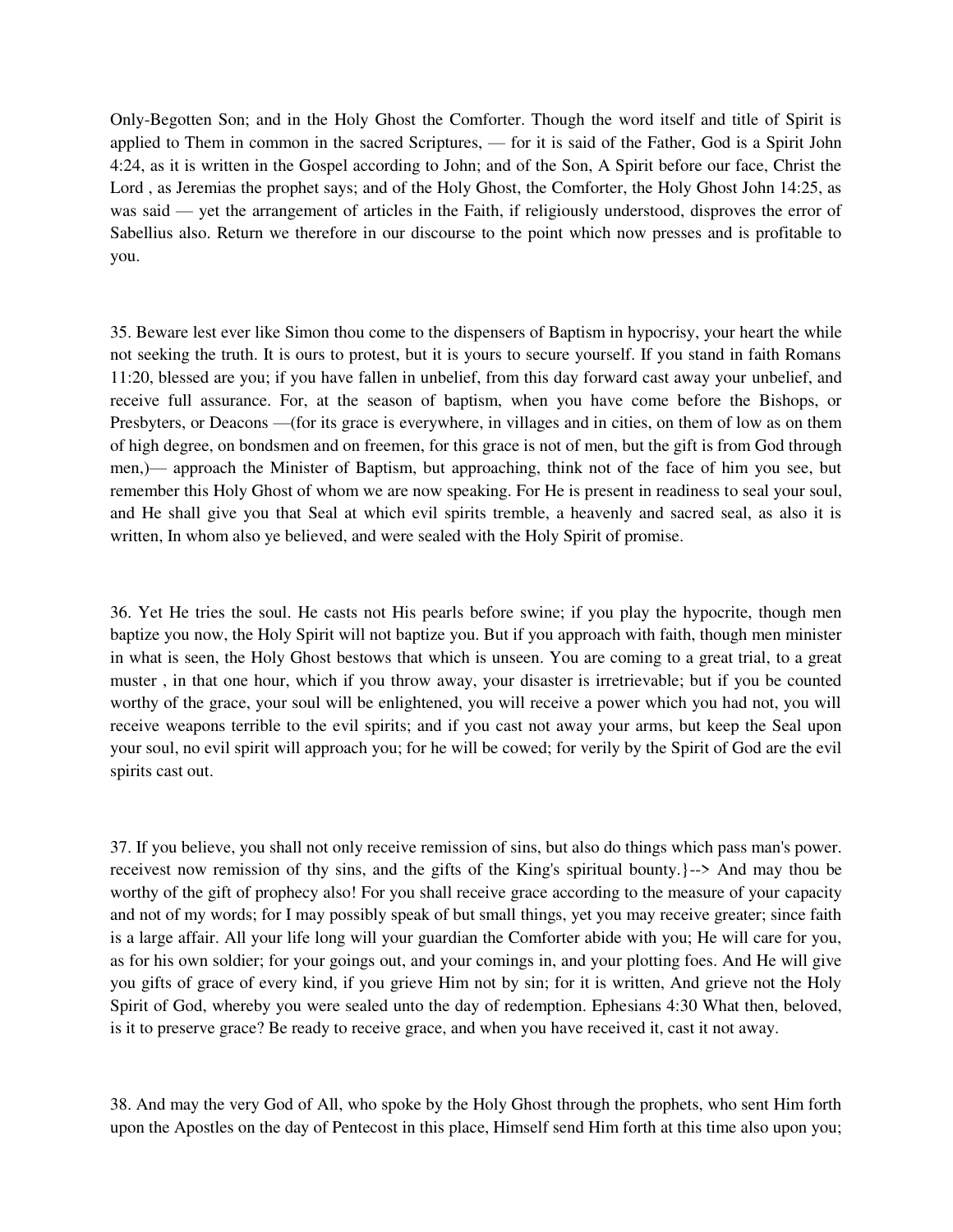Only-Begotten Son; and in the Holy Ghost the Comforter. Though the word itself and title of Spirit is applied to Them in common in the sacred Scriptures, — for it is said of the Father, God is a Spirit John 4:24, as it is written in the Gospel according to John; and of the Son, A Spirit before our face, Christ the Lord , as Jeremias the prophet says; and of the Holy Ghost, the Comforter, the Holy Ghost John 14:25, as was said — yet the arrangement of articles in the Faith, if religiously understood, disproves the error of Sabellius also. Return we therefore in our discourse to the point which now presses and is profitable to you.

35. Beware lest ever like Simon thou come to the dispensers of Baptism in hypocrisy, your heart the while not seeking the truth. It is ours to protest, but it is yours to secure yourself. If you stand in faith Romans 11:20, blessed are you; if you have fallen in unbelief, from this day forward cast away your unbelief, and receive full assurance. For, at the season of baptism, when you have come before the Bishops, or Presbyters, or Deacons —(for its grace is everywhere, in villages and in cities, on them of low as on them of high degree, on bondsmen and on freemen, for this grace is not of men, but the gift is from God through men,)— approach the Minister of Baptism, but approaching, think not of the face of him you see, but remember this Holy Ghost of whom we are now speaking. For He is present in readiness to seal your soul, and He shall give you that Seal at which evil spirits tremble, a heavenly and sacred seal, as also it is written, In whom also ye believed, and were sealed with the Holy Spirit of promise.

36. Yet He tries the soul. He casts not His pearls before swine; if you play the hypocrite, though men baptize you now, the Holy Spirit will not baptize you. But if you approach with faith, though men minister in what is seen, the Holy Ghost bestows that which is unseen. You are coming to a great trial, to a great muster , in that one hour, which if you throw away, your disaster is irretrievable; but if you be counted worthy of the grace, your soul will be enlightened, you will receive a power which you had not, you will receive weapons terrible to the evil spirits; and if you cast not away your arms, but keep the Seal upon your soul, no evil spirit will approach you; for he will be cowed; for verily by the Spirit of God are the evil spirits cast out.

37. If you believe, you shall not only receive remission of sins, but also do things which pass man's power. receivest now remission of thy sins, and the gifts of the King's spiritual bounty.}--> And may thou be worthy of the gift of prophecy also! For you shall receive grace according to the measure of your capacity and not of my words; for I may possibly speak of but small things, yet you may receive greater; since faith is a large affair. All your life long will your guardian the Comforter abide with you; He will care for you, as for his own soldier; for your goings out, and your comings in, and your plotting foes. And He will give you gifts of grace of every kind, if you grieve Him not by sin; for it is written, And grieve not the Holy Spirit of God, whereby you were sealed unto the day of redemption. Ephesians 4:30 What then, beloved, is it to preserve grace? Be ready to receive grace, and when you have received it, cast it not away.

38. And may the very God of All, who spoke by the Holy Ghost through the prophets, who sent Him forth upon the Apostles on the day of Pentecost in this place, Himself send Him forth at this time also upon you;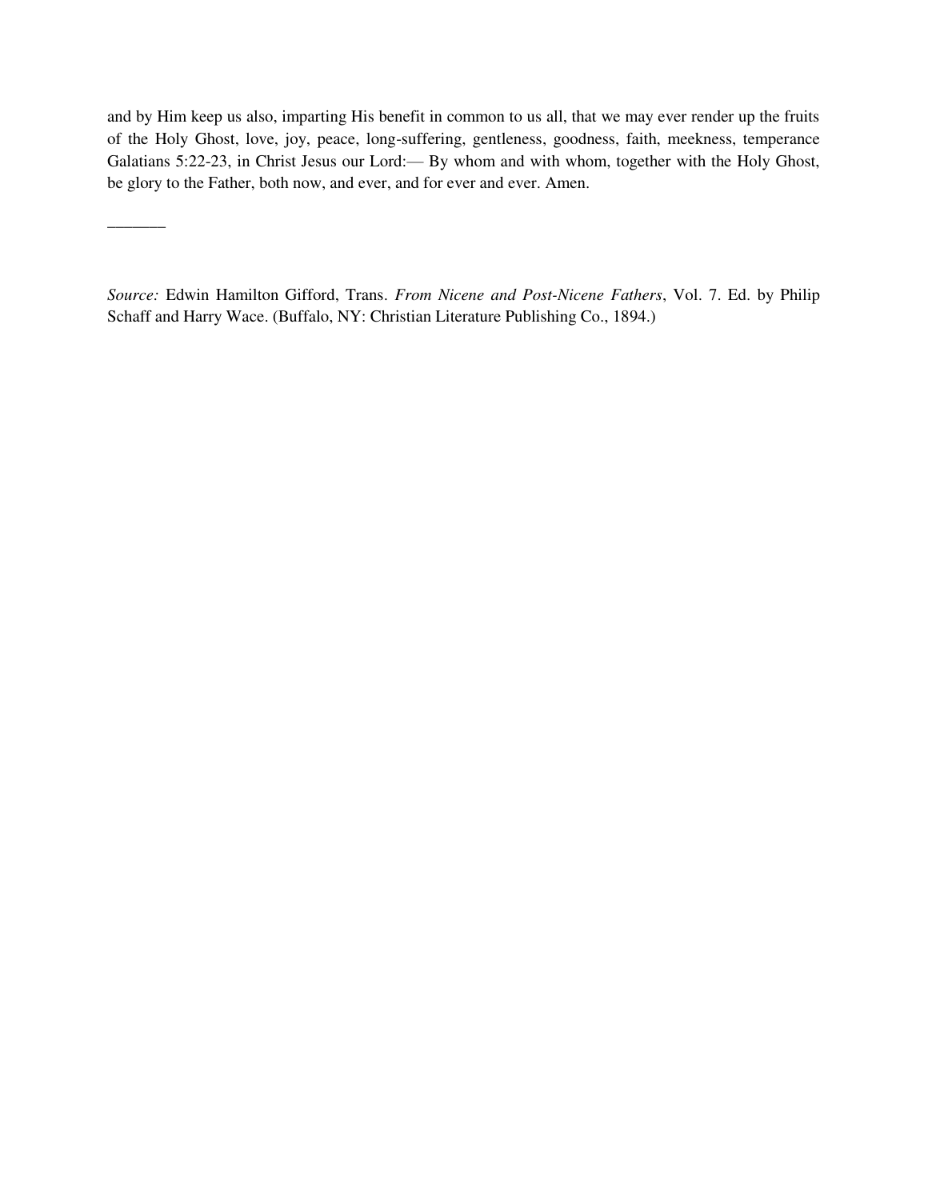and by Him keep us also, imparting His benefit in common to us all, that we may ever render up the fruits of the Holy Ghost, love, joy, peace, long-suffering, gentleness, goodness, faith, meekness, temperance Galatians 5:22-23, in Christ Jesus our Lord:— By whom and with whom, together with the Holy Ghost, be glory to the Father, both now, and ever, and for ever and ever. Amen.

———

*Source:* Edwin Hamilton Gifford, Trans. *From Nicene and Post-Nicene Fathers*, Vol. 7. Ed. by Philip Schaff and Harry Wace. (Buffalo, NY: Christian Literature Publishing Co., 1894.)